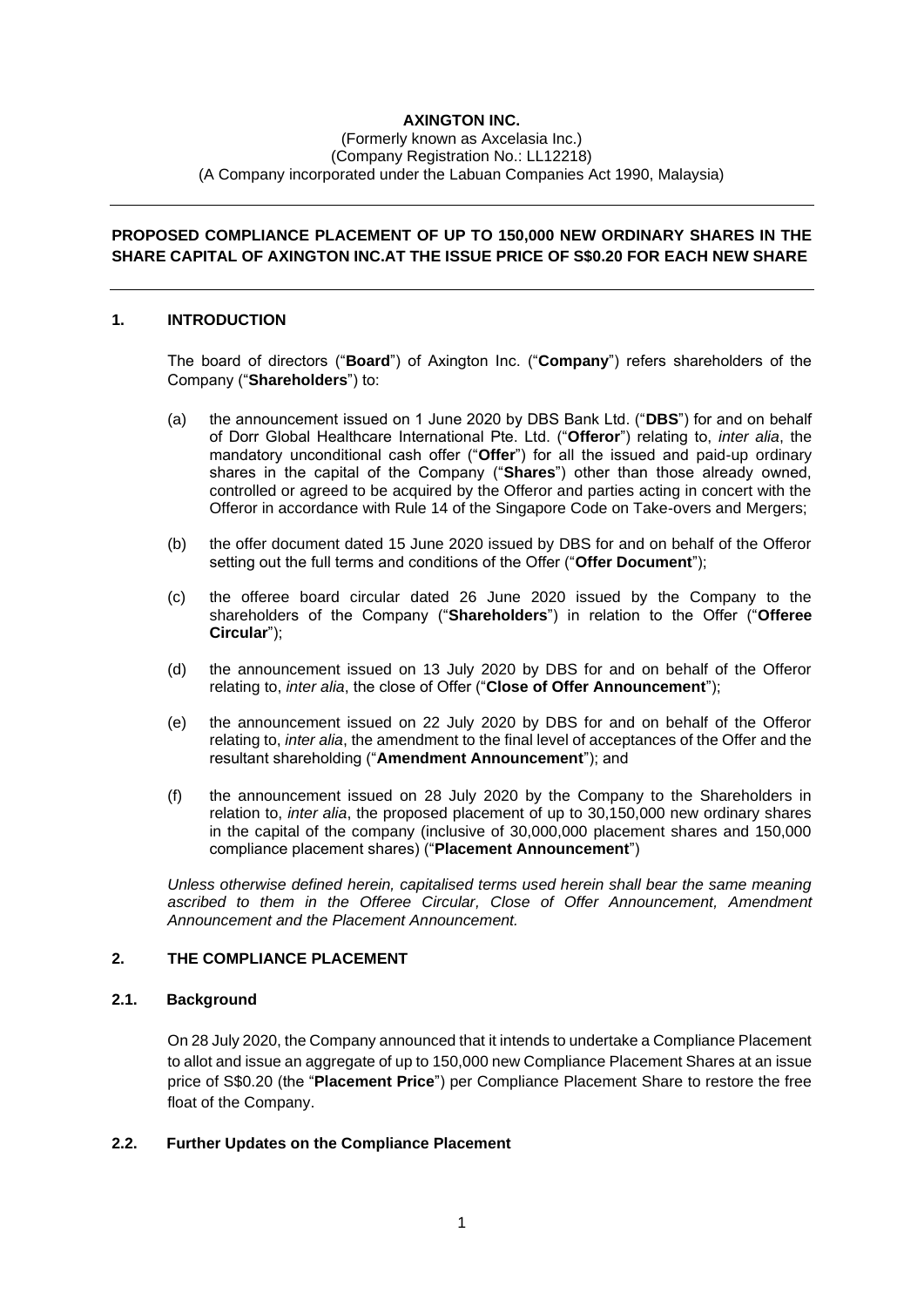**AXINGTON INC.**
(Formerly known as Axcelasia Inc.)
(Company Registration No.: LL12218)
(A Company incorporated under the Labuan Companies Act 1990, Malaysia)

---

**PROPOSED COMPLIANCE PLACEMENT OF UP TO 150,000 NEW ORDINARY SHARES IN THE SHARE CAPITAL OF AXINGTON INC.AT THE ISSUE PRICE OF S$0.20 FOR EACH NEW SHARE**

---

## 1. INTRODUCTION

The board of directors ("**Board**") of Axington Inc. ("**Company**") refers shareholders of the Company ("**Shareholders**") to:

(a) the announcement issued on 1 June 2020 by DBS Bank Ltd. ("**DBS**") for and on behalf of Dorr Global Healthcare International Pte. Ltd. ("**Offeror**") relating to, *inter alia*, the mandatory unconditional cash offer ("**Offer**") for all the issued and paid-up ordinary shares in the capital of the Company ("**Shares**") other than those already owned, controlled or agreed to be acquired by the Offeror and parties acting in concert with the Offeror in accordance with Rule 14 of the Singapore Code on Take-overs and Mergers;

(b) the offer document dated 15 June 2020 issued by DBS for and on behalf of the Offeror setting out the full terms and conditions of the Offer ("**Offer Document**");

(c) the offeree board circular dated 26 June 2020 issued by the Company to the shareholders of the Company ("**Shareholders**") in relation to the Offer ("**Offeree Circular**");

(d) the announcement issued on 13 July 2020 by DBS for and on behalf of the Offeror relating to, *inter alia*, the close of Offer ("**Close of Offer Announcement**");

(e) the announcement issued on 22 July 2020 by DBS for and on behalf of the Offeror relating to, *inter alia*, the amendment to the final level of acceptances of the Offer and the resultant shareholding ("**Amendment Announcement**"); and

(f) the announcement issued on 28 July 2020 by the Company to the Shareholders in relation to, *inter alia*, the proposed placement of up to 30,150,000 new ordinary shares in the capital of the company (inclusive of 30,000,000 placement shares and 150,000 compliance placement shares) ("**Placement Announcement**")

*Unless otherwise defined herein, capitalised terms used herein shall bear the same meaning ascribed to them in the Offeree Circular, Close of Offer Announcement, Amendment Announcement and the Placement Announcement.*

## 2. THE COMPLIANCE PLACEMENT

### 2.1. Background

On 28 July 2020, the Company announced that it intends to undertake a Compliance Placement to allot and issue an aggregate of up to 150,000 new Compliance Placement Shares at an issue price of S$0.20 (the "**Placement Price**") per Compliance Placement Share to restore the free float of the Company.

### 2.2. Further Updates on the Compliance Placement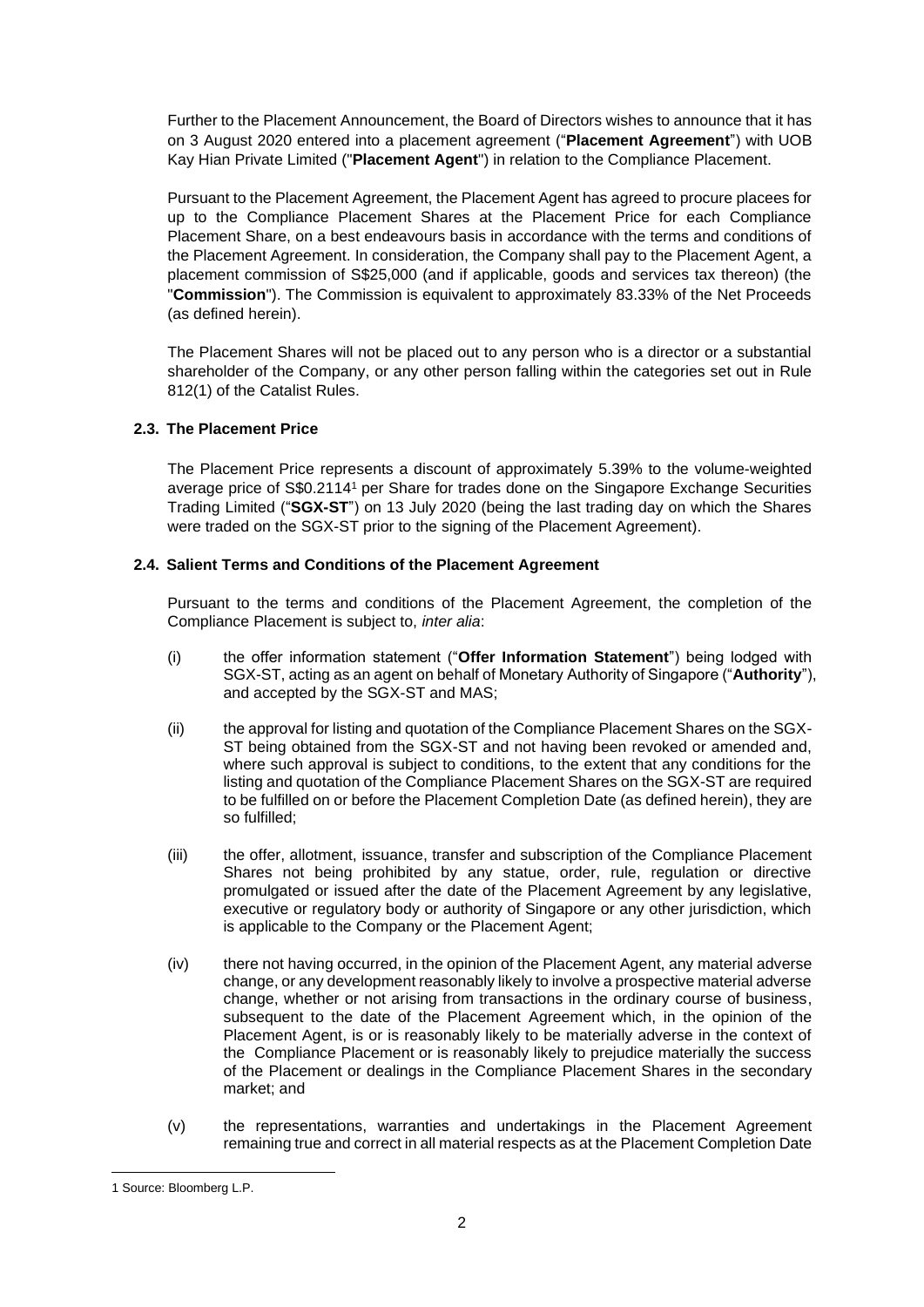Further to the Placement Announcement, the Board of Directors wishes to announce that it has on 3 August 2020 entered into a placement agreement ("**Placement Agreement**") with UOB Kay Hian Private Limited ("**Placement Agent**") in relation to the Compliance Placement.

Pursuant to the Placement Agreement, the Placement Agent has agreed to procure placees for up to the Compliance Placement Shares at the Placement Price for each Compliance Placement Share, on a best endeavours basis in accordance with the terms and conditions of the Placement Agreement. In consideration, the Company shall pay to the Placement Agent, a placement commission of S$25,000 (and if applicable, goods and services tax thereon) (the "**Commission**"). The Commission is equivalent to approximately 83.33% of the Net Proceeds (as defined herein).

The Placement Shares will not be placed out to any person who is a director or a substantial shareholder of the Company, or any other person falling within the categories set out in Rule 812(1) of the Catalist Rules.

### 2.3. The Placement Price

The Placement Price represents a discount of approximately 5.39% to the volume-weighted average price of S$0.2114[1] per Share for trades done on the Singapore Exchange Securities Trading Limited ("**SGX-ST**") on 13 July 2020 (being the last trading day on which the Shares were traded on the SGX-ST prior to the signing of the Placement Agreement).

### 2.4. Salient Terms and Conditions of the Placement Agreement

Pursuant to the terms and conditions of the Placement Agreement, the completion of the Compliance Placement is subject to, *inter alia*:

(i) the offer information statement ("**Offer Information Statement**") being lodged with SGX-ST, acting as an agent on behalf of Monetary Authority of Singapore ("**Authority**"), and accepted by the SGX-ST and MAS;

(ii) the approval for listing and quotation of the Compliance Placement Shares on the SGX-ST being obtained from the SGX-ST and not having been revoked or amended and, where such approval is subject to conditions, to the extent that any conditions for the listing and quotation of the Compliance Placement Shares on the SGX-ST are required to be fulfilled on or before the Placement Completion Date (as defined herein), they are so fulfilled;

(iii) the offer, allotment, issuance, transfer and subscription of the Compliance Placement Shares not being prohibited by any statue, order, rule, regulation or directive promulgated or issued after the date of the Placement Agreement by any legislative, executive or regulatory body or authority of Singapore or any other jurisdiction, which is applicable to the Company or the Placement Agent;

(iv) there not having occurred, in the opinion of the Placement Agent, any material adverse change, or any development reasonably likely to involve a prospective material adverse change, whether or not arising from transactions in the ordinary course of business, subsequent to the date of the Placement Agreement which, in the opinion of the Placement Agent, is or is reasonably likely to be materially adverse in the context of the Compliance Placement or is reasonably likely to prejudice materially the success of the Placement or dealings in the Compliance Placement Shares in the secondary market; and

(v) the representations, warranties and undertakings in the Placement Agreement remaining true and correct in all material respects as at the Placement Completion Date

---

[1] Source: Bloomberg L.P.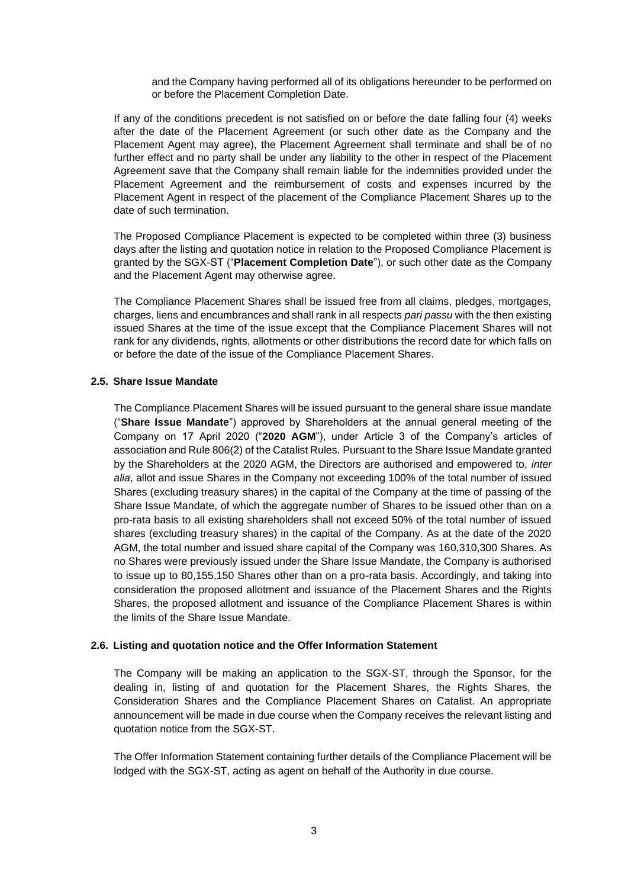and the Company having performed all of its obligations hereunder to be performed on or before the Placement Completion Date.

If any of the conditions precedent is not satisfied on or before the date falling four (4) weeks after the date of the Placement Agreement (or such other date as the Company and the Placement Agent may agree), the Placement Agreement shall terminate and shall be of no further effect and no party shall be under any liability to the other in respect of the Placement Agreement save that the Company shall remain liable for the indemnities provided under the Placement Agreement and the reimbursement of costs and expenses incurred by the Placement Agent in respect of the placement of the Compliance Placement Shares up to the date of such termination.

The Proposed Compliance Placement is expected to be completed within three (3) business days after the listing and quotation notice in relation to the Proposed Compliance Placement is granted by the SGX-ST ("**Placement Completion Date**"), or such other date as the Company and the Placement Agent may otherwise agree.

The Compliance Placement Shares shall be issued free from all claims, pledges, mortgages, charges, liens and encumbrances and shall rank in all respects *pari passu* with the then existing issued Shares at the time of the issue except that the Compliance Placement Shares will not rank for any dividends, rights, allotments or other distributions the record date for which falls on or before the date of the issue of the Compliance Placement Shares.

### 2.5. Share Issue Mandate

The Compliance Placement Shares will be issued pursuant to the general share issue mandate ("**Share Issue Mandate**") approved by Shareholders at the annual general meeting of the Company on 17 April 2020 ("**2020 AGM**"), under Article 3 of the Company's articles of association and Rule 806(2) of the Catalist Rules. Pursuant to the Share Issue Mandate granted by the Shareholders at the 2020 AGM, the Directors are authorised and empowered to, *inter alia*, allot and issue Shares in the Company not exceeding 100% of the total number of issued Shares (excluding treasury shares) in the capital of the Company at the time of passing of the Share Issue Mandate, of which the aggregate number of Shares to be issued other than on a pro-rata basis to all existing shareholders shall not exceed 50% of the total number of issued shares (excluding treasury shares) in the capital of the Company. As at the date of the 2020 AGM, the total number and issued share capital of the Company was 160,310,300 Shares. As no Shares were previously issued under the Share Issue Mandate, the Company is authorised to issue up to 80,155,150 Shares other than on a pro-rata basis. Accordingly, and taking into consideration the proposed allotment and issuance of the Placement Shares and the Rights Shares, the proposed allotment and issuance of the Compliance Placement Shares is within the limits of the Share Issue Mandate.

### 2.6. Listing and quotation notice and the Offer Information Statement

The Company will be making an application to the SGX-ST, through the Sponsor, for the dealing in, listing of and quotation for the Placement Shares, the Rights Shares, the Consideration Shares and the Compliance Placement Shares on Catalist. An appropriate announcement will be made in due course when the Company receives the relevant listing and quotation notice from the SGX-ST.

The Offer Information Statement containing further details of the Compliance Placement will be lodged with the SGX-ST, acting as agent on behalf of the Authority in due course.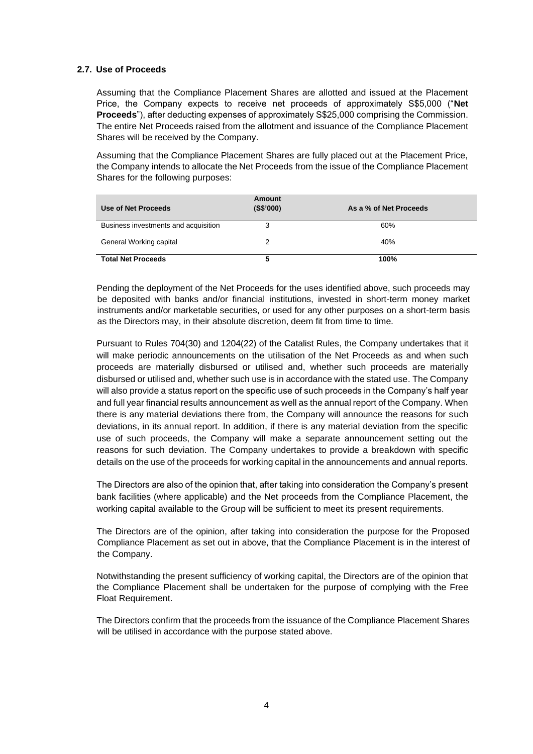### 2.7. Use of Proceeds

Assuming that the Compliance Placement Shares are allotted and issued at the Placement Price, the Company expects to receive net proceeds of approximately S$5,000 ("**Net Proceeds**"), after deducting expenses of approximately S$25,000 comprising the Commission. The entire Net Proceeds raised from the allotment and issuance of the Compliance Placement Shares will be received by the Company.

Assuming that the Compliance Placement Shares are fully placed out at the Placement Price, the Company intends to allocate the Net Proceeds from the issue of the Compliance Placement Shares for the following purposes:

| Use of Net Proceeds | Amount (S$'000) | As a % of Net Proceeds |
|---|---|---|
| Business investments and acquisition | 3 | 60% |
| General Working capital | 2 | 40% |
| **Total Net Proceeds** | **5** | **100%** |

Pending the deployment of the Net Proceeds for the uses identified above, such proceeds may be deposited with banks and/or financial institutions, invested in short-term money market instruments and/or marketable securities, or used for any other purposes on a short-term basis as the Directors may, in their absolute discretion, deem fit from time to time.

Pursuant to Rules 704(30) and 1204(22) of the Catalist Rules, the Company undertakes that it will make periodic announcements on the utilisation of the Net Proceeds as and when such proceeds are materially disbursed or utilised and, whether such proceeds are materially disbursed or utilised and, whether such use is in accordance with the stated use. The Company will also provide a status report on the specific use of such proceeds in the Company's half year and full year financial results announcement as well as the annual report of the Company. When there is any material deviations there from, the Company will announce the reasons for such deviations, in its annual report. In addition, if there is any material deviation from the specific use of such proceeds, the Company will make a separate announcement setting out the reasons for such deviation. The Company undertakes to provide a breakdown with specific details on the use of the proceeds for working capital in the announcements and annual reports.

The Directors are also of the opinion that, after taking into consideration the Company's present bank facilities (where applicable) and the Net proceeds from the Compliance Placement, the working capital available to the Group will be sufficient to meet its present requirements.

The Directors are of the opinion, after taking into consideration the purpose for the Proposed Compliance Placement as set out in above, that the Compliance Placement is in the interest of the Company.

Notwithstanding the present sufficiency of working capital, the Directors are of the opinion that the Compliance Placement shall be undertaken for the purpose of complying with the Free Float Requirement.

The Directors confirm that the proceeds from the issuance of the Compliance Placement Shares will be utilised in accordance with the purpose stated above.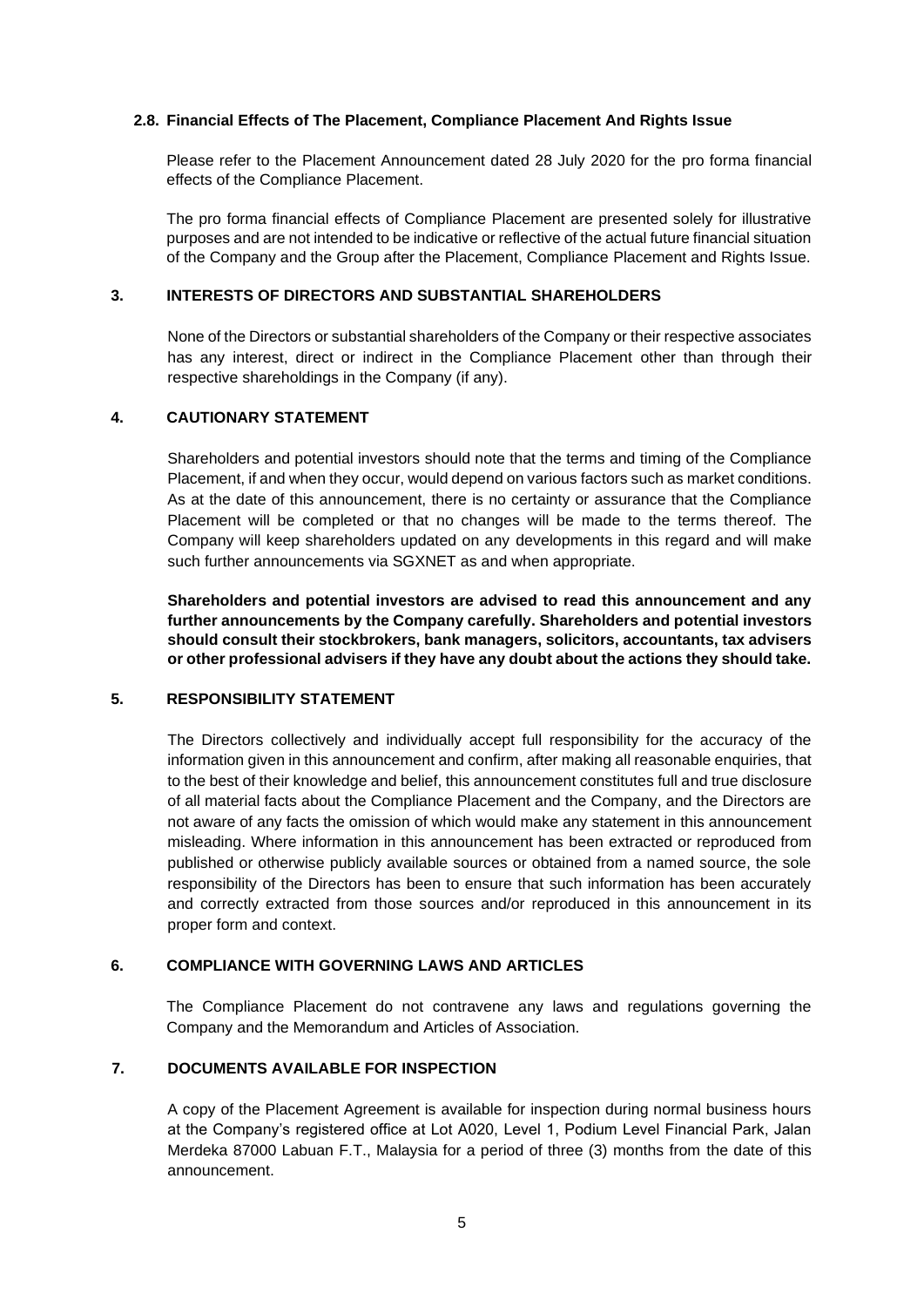### 2.8. Financial Effects of The Placement, Compliance Placement And Rights Issue

Please refer to the Placement Announcement dated 28 July 2020 for the pro forma financial effects of the Compliance Placement.

The pro forma financial effects of Compliance Placement are presented solely for illustrative purposes and are not intended to be indicative or reflective of the actual future financial situation of the Company and the Group after the Placement, Compliance Placement and Rights Issue.

## 3. INTERESTS OF DIRECTORS AND SUBSTANTIAL SHAREHOLDERS

None of the Directors or substantial shareholders of the Company or their respective associates has any interest, direct or indirect in the Compliance Placement other than through their respective shareholdings in the Company (if any).

## 4. CAUTIONARY STATEMENT

Shareholders and potential investors should note that the terms and timing of the Compliance Placement, if and when they occur, would depend on various factors such as market conditions. As at the date of this announcement, there is no certainty or assurance that the Compliance Placement will be completed or that no changes will be made to the terms thereof. The Company will keep shareholders updated on any developments in this regard and will make such further announcements via SGXNET as and when appropriate.

**Shareholders and potential investors are advised to read this announcement and any further announcements by the Company carefully. Shareholders and potential investors should consult their stockbrokers, bank managers, solicitors, accountants, tax advisers or other professional advisers if they have any doubt about the actions they should take.**

## 5. RESPONSIBILITY STATEMENT

The Directors collectively and individually accept full responsibility for the accuracy of the information given in this announcement and confirm, after making all reasonable enquiries, that to the best of their knowledge and belief, this announcement constitutes full and true disclosure of all material facts about the Compliance Placement and the Company, and the Directors are not aware of any facts the omission of which would make any statement in this announcement misleading. Where information in this announcement has been extracted or reproduced from published or otherwise publicly available sources or obtained from a named source, the sole responsibility of the Directors has been to ensure that such information has been accurately and correctly extracted from those sources and/or reproduced in this announcement in its proper form and context.

## 6. COMPLIANCE WITH GOVERNING LAWS AND ARTICLES

The Compliance Placement do not contravene any laws and regulations governing the Company and the Memorandum and Articles of Association.

## 7. DOCUMENTS AVAILABLE FOR INSPECTION

A copy of the Placement Agreement is available for inspection during normal business hours at the Company's registered office at Lot A020, Level 1, Podium Level Financial Park, Jalan Merdeka 87000 Labuan F.T., Malaysia for a period of three (3) months from the date of this announcement.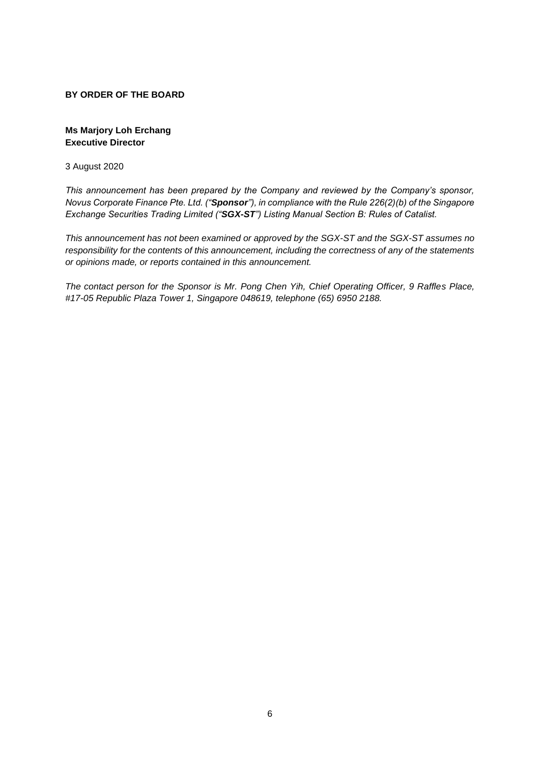**BY ORDER OF THE BOARD**

**Ms Marjory Loh Erchang**
**Executive Director**

3 August 2020

*This announcement has been prepared by the Company and reviewed by the Company's sponsor, Novus Corporate Finance Pte. Ltd. ("**Sponsor**"), in compliance with the Rule 226(2)(b) of the Singapore Exchange Securities Trading Limited ("**SGX-ST**") Listing Manual Section B: Rules of Catalist.*

*This announcement has not been examined or approved by the SGX-ST and the SGX-ST assumes no responsibility for the contents of this announcement, including the correctness of any of the statements or opinions made, or reports contained in this announcement.*

*The contact person for the Sponsor is Mr. Pong Chen Yih, Chief Operating Officer, 9 Raffles Place, #17-05 Republic Plaza Tower 1, Singapore 048619, telephone (65) 6950 2188.*